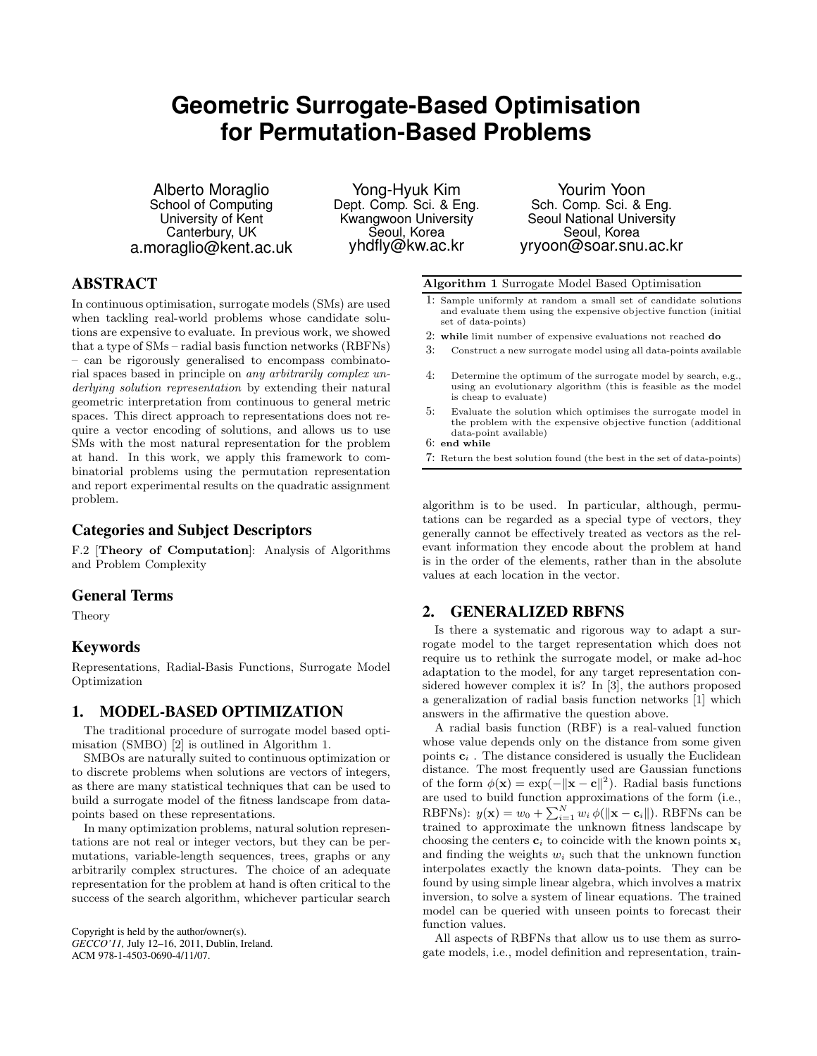# Geometric Surrogate-Based Optimisation for Permutation-Based Problems

Alberto Moraglio
School of Computing
University of Kent
Canterbury, UK
a.moraglio@kent.ac.uk

Yong-Hyuk Kim
Dept. Comp. Sci. & Eng.
Kwangwoon University
Seoul, Korea
yhdfly@kw.ac.kr

Yourim Yoon
Sch. Comp. Sci. & Eng.
Seoul National University
Seoul, Korea
yryoon@soar.snu.ac.kr

## ABSTRACT

In continuous optimisation, surrogate models (SMs) are used when tackling real-world problems whose candidate solutions are expensive to evaluate. In previous work, we showed that a type of SMs – radial basis function networks (RBFNs) – can be rigorously generalised to encompass combinatorial spaces based in principle on *any arbitrarily complex underlying solution representation* by extending their natural geometric interpretation from continuous to general metric spaces. This direct approach to representations does not require a vector encoding of solutions, and allows us to use SMs with the most natural representation for the problem at hand. In this work, we apply this framework to combinatorial problems using the permutation representation and report experimental results on the quadratic assignment problem.

### Categories and Subject Descriptors

F.2 [**Theory of Computation**]: Analysis of Algorithms and Problem Complexity

### General Terms

Theory

### Keywords

Representations, Radial-Basis Functions, Surrogate Model Optimization

## 1. MODEL-BASED OPTIMIZATION

The traditional procedure of surrogate model based optimisation (SMBO) [2] is outlined in Algorithm 1.

**Algorithm 1** Surrogate Model Based Optimisation

1: Sample uniformly at random a small set of candidate solutions and evaluate them using the expensive objective function (initial set of data-points)
2: **while** limit number of expensive evaluations not reached **do**
3: Construct a new surrogate model using all data-points available
4: Determine the optimum of the surrogate model by search, e.g., using an evolutionary algorithm (this is feasible as the model is cheap to evaluate)
5: Evaluate the solution which optimises the surrogate model in the problem with the expensive objective function (additional data-point available)
6: **end while**
7: Return the best solution found (the best in the set of data-points)

SMBOs are naturally suited to continuous optimization or to discrete problems when solutions are vectors of integers, as there are many statistical techniques that can be used to build a surrogate model of the fitness landscape from data-points based on these representations.

In many optimization problems, natural solution representations are not real or integer vectors, but they can be permutations, variable-length sequences, trees, graphs or any arbitrarily complex structures. The choice of an adequate representation for the problem at hand is often critical to the success of the search algorithm, whichever particular search algorithm is to be used. In particular, although, permutations can be regarded as a special type of vectors, they generally cannot be effectively treated as vectors as the relevant information they encode about the problem at hand is in the order of the elements, rather than in the absolute values at each location in the vector.

## 2. GENERALIZED RBFNS

Is there a systematic and rigorous way to adapt a surrogate model to the target representation which does not require us to rethink the surrogate model, or make ad-hoc adaptation to the model, for any target representation considered however complex it is? In [3], the authors proposed a generalization of radial basis function networks [1] which answers in the affirmative the question above.

A radial basis function (RBF) is a real-valued function whose value depends only on the distance from some given points $\mathbf{c}_i$ . The distance considered is usually the Euclidean distance. The most frequently used are Gaussian functions of the form $\phi(\mathbf{x}) = \exp(-\|\mathbf{x} - \mathbf{c}\|^2)$. Radial basis functions are used to build function approximations of the form (i.e., RBFNs): $y(\mathbf{x}) = w_0 + \sum_{i=1}^{N} w_i\, \phi(\|\mathbf{x} - \mathbf{c}_i\|)$. RBFNs can be trained to approximate the unknown fitness landscape by choosing the centers $\mathbf{c}_i$ to coincide with the known points $\mathbf{x}_i$ and finding the weights $w_i$ such that the unknown function interpolates exactly the known data-points. They can be found by using simple linear algebra, which involves a matrix inversion, to solve a system of linear equations. The trained model can be queried with unseen points to forecast their function values.

All aspects of RBFNs that allow us to use them as surrogate models, i.e., model definition and representation, train-

Copyright is held by the author/owner(s).
*GECCO'11,* July 12–16, 2011, Dublin, Ireland.
ACM 978-1-4503-0690-4/11/07.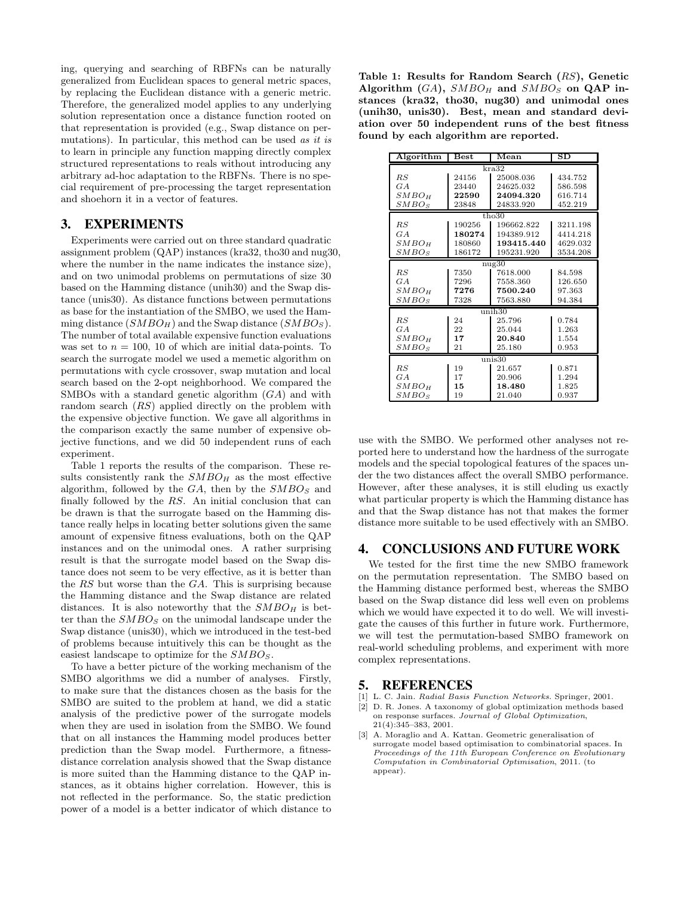ing, querying and searching of RBFNs can be naturally generalized from Euclidean spaces to general metric spaces, by replacing the Euclidean distance with a generic metric. Therefore, the generalized model applies to any underlying solution representation once a distance function rooted on that representation is provided (e.g., Swap distance on permutations). In particular, this method can be used *as it is* to learn in principle any function mapping directly complex structured representations to reals without introducing any arbitrary ad-hoc adaptation to the RBFNs. There is no special requirement of pre-processing the target representation and shoehorn it in a vector of features.

## 3. EXPERIMENTS

Experiments were carried out on three standard quadratic assignment problem (QAP) instances (kra32, tho30 and nug30, where the number in the name indicates the instance size), and on two unimodal problems on permutations of size 30 based on the Hamming distance (unih30) and the Swap distance (unis30). As distance functions between permutations as base for the instantiation of the SMBO, we used the Hamming distance ($SMBO_H$) and the Swap distance ($SMBO_S$). The number of total available expensive function evaluations was set to $n = 100$, 10 of which are initial data-points. To search the surrogate model we used a memetic algorithm on permutations with cycle crossover, swap mutation and local search based on the 2-opt neighborhood. We compared the SMBOs with a standard genetic algorithm ($GA$) and with random search ($RS$) applied directly on the problem with the expensive objective function. We gave all algorithms in the comparison exactly the same number of expensive objective functions, and we did 50 independent runs of each experiment.

Table 1 reports the results of the comparison. These results consistently rank the $SMBO_H$ as the most effective algorithm, followed by the $GA$, then by the $SMBO_S$ and finally followed by the $RS$. An initial conclusion that can be drawn is that the surrogate based on the Hamming distance really helps in locating better solutions given the same amount of expensive fitness evaluations, both on the QAP instances and on the unimodal ones. A rather surprising result is that the surrogate model based on the Swap distance does not seem to be very effective, as it is better than the $RS$ but worse than the $GA$. This is surprising because the Hamming distance and the Swap distance are related distances. It is also noteworthy that the $SMBO_H$ is better than the $SMBO_S$ on the unimodal landscape under the Swap distance (unis30), which we introduced in the test-bed of problems because intuitively this can be thought as the easiest landscape to optimize for the $SMBO_S$.

To have a better picture of the working mechanism of the SMBO algorithms we did a number of analyses. Firstly, to make sure that the distances chosen as the basis for the SMBO are suited to the problem at hand, we did a static analysis of the predictive power of the surrogate models when they are used in isolation from the SMBO. We found that on all instances the Hamming model produces better prediction than the Swap model. Furthermore, a fitness-distance correlation analysis showed that the Swap distance is more suited than the Hamming distance to the QAP instances, as it obtains higher correlation. However, this is not reflected in the performance. So, the static prediction power of a model is a better indicator of which distance to use with the SMBO. We performed other analyses not reported here to understand how the hardness of the surrogate models and the special topological features of the spaces under the two distances affect the overall SMBO performance. However, after these analyses, it is still eluding us exactly what particular property is which the Hamming distance has and that the Swap distance has not that makes the former distance more suitable to be used effectively with an SMBO.

**Table 1: Results for Random Search ($RS$), Genetic Algorithm ($GA$), $SMBO_H$ and $SMBO_S$ on QAP instances (kra32, tho30, nug30) and unimodal ones (unih30, unis30). Best, mean and standard deviation over 50 independent runs of the best fitness found by each algorithm are reported.**

| Algorithm | Best | Mean | SD |
|---|---|---|---|
| kra32 | | | |
| $RS$ | 24156 | 25008.036 | 434.752 |
| $GA$ | 23440 | 24625.032 | 586.598 |
| $SMBO_H$ | **22590** | **24094.320** | 616.714 |
| $SMBO_S$ | 23848 | 24833.920 | 452.219 |
| tho30 | | | |
| $RS$ | 190256 | 196662.822 | 3211.198 |
| $GA$ | **180274** | 194389.912 | 4414.218 |
| $SMBO_H$ | 180860 | **193415.440** | 4629.032 |
| $SMBO_S$ | 186172 | 195231.920 | 3534.208 |
| nug30 | | | |
| $RS$ | 7350 | 7618.000 | 84.598 |
| $GA$ | 7296 | 7558.360 | 126.650 |
| $SMBO_H$ | **7276** | **7500.240** | 97.363 |
| $SMBO_S$ | 7328 | 7563.880 | 94.384 |
| unih30 | | | |
| $RS$ | 24 | 25.796 | 0.784 |
| $GA$ | 22 | 25.044 | 1.263 |
| $SMBO_H$ | **17** | **20.840** | 1.554 |
| $SMBO_S$ | 21 | 25.180 | 0.953 |
| unis30 | | | |
| $RS$ | 19 | 21.657 | 0.871 |
| $GA$ | 17 | 20.906 | 1.294 |
| $SMBO_H$ | **15** | **18.480** | 1.825 |
| $SMBO_S$ | 19 | 21.040 | 0.937 |

## 4. CONCLUSIONS AND FUTURE WORK

We tested for the first time the new SMBO framework on the permutation representation. The SMBO based on the Hamming distance performed best, whereas the SMBO based on the Swap distance did less well even on problems which we would have expected it to do well. We will investigate the causes of this further in future work. Furthermore, we will test the permutation-based SMBO framework on real-world scheduling problems, and experiment with more complex representations.

## 5. REFERENCES

[1] L. C. Jain. *Radial Basis Function Networks*. Springer, 2001.

[2] D. R. Jones. A taxonomy of global optimization methods based on response surfaces. *Journal of Global Optimization*, 21(4):345–383, 2001.

[3] A. Moraglio and A. Kattan. Geometric generalisation of surrogate model based optimisation to combinatorial spaces. In *Proceedings of the 11th European Conference on Evolutionary Computation in Combinatorial Optimisation*, 2011. (to appear).